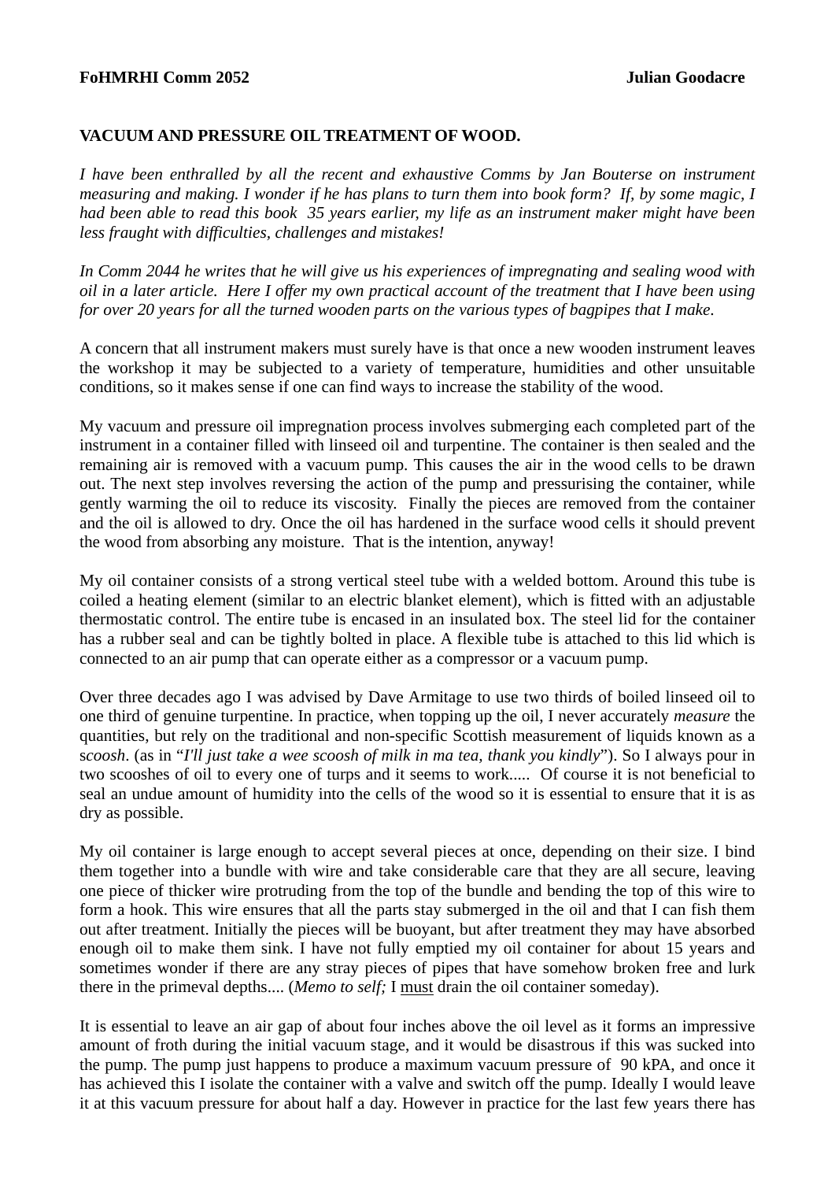**FoHMRHI Comm 2052** **Julian Goodacre**

**VACUUM AND PRESSURE OIL TREATMENT OF WOOD.**

*I have been enthralled by all the recent and exhaustive Comms by Jan Bouterse on instrument measuring and making. I wonder if he has plans to turn them into book form? If, by some magic, I had been able to read this book 35 years earlier, my life as an instrument maker might have been less fraught with difficulties, challenges and mistakes!*

*In Comm 2044 he writes that he will give us his experiences of impregnating and sealing wood with oil in a later article. Here I offer my own practical account of the treatment that I have been using for over 20 years for all the turned wooden parts on the various types of bagpipes that I make.*

A concern that all instrument makers must surely have is that once a new wooden instrument leaves the workshop it may be subjected to a variety of temperature, humidities and other unsuitable conditions, so it makes sense if one can find ways to increase the stability of the wood.

My vacuum and pressure oil impregnation process involves submerging each completed part of the instrument in a container filled with linseed oil and turpentine. The container is then sealed and the remaining air is removed with a vacuum pump. This causes the air in the wood cells to be drawn out. The next step involves reversing the action of the pump and pressurising the container, while gently warming the oil to reduce its viscosity. Finally the pieces are removed from the container and the oil is allowed to dry. Once the oil has hardened in the surface wood cells it should prevent the wood from absorbing any moisture. That is the intention, anyway!

My oil container consists of a strong vertical steel tube with a welded bottom. Around this tube is coiled a heating element (similar to an electric blanket element), which is fitted with an adjustable thermostatic control. The entire tube is encased in an insulated box. The steel lid for the container has a rubber seal and can be tightly bolted in place. A flexible tube is attached to this lid which is connected to an air pump that can operate either as a compressor or a vacuum pump.

Over three decades ago I was advised by Dave Armitage to use two thirds of boiled linseed oil to one third of genuine turpentine. In practice, when topping up the oil, I never accurately *measure* the quantities, but rely on the traditional and non-specific Scottish measurement of liquids known as a s*coosh*. (as in "*I'll just take a wee scoosh of milk in ma tea, thank you kindly*"). So I always pour in two scooshes of oil to every one of turps and it seems to work..... Of course it is not beneficial to seal an undue amount of humidity into the cells of the wood so it is essential to ensure that it is as dry as possible.

My oil container is large enough to accept several pieces at once, depending on their size. I bind them together into a bundle with wire and take considerable care that they are all secure, leaving one piece of thicker wire protruding from the top of the bundle and bending the top of this wire to form a hook. This wire ensures that all the parts stay submerged in the oil and that I can fish them out after treatment. Initially the pieces will be buoyant, but after treatment they may have absorbed enough oil to make them sink. I have not fully emptied my oil container for about 15 years and sometimes wonder if there are any stray pieces of pipes that have somehow broken free and lurk there in the primeval depths.... (*Memo to self;* I <u>must</u> drain the oil container someday).

It is essential to leave an air gap of about four inches above the oil level as it forms an impressive amount of froth during the initial vacuum stage, and it would be disastrous if this was sucked into the pump. The pump just happens to produce a maximum vacuum pressure of 90 kPA, and once it has achieved this I isolate the container with a valve and switch off the pump. Ideally I would leave it at this vacuum pressure for about half a day. However in practice for the last few years there has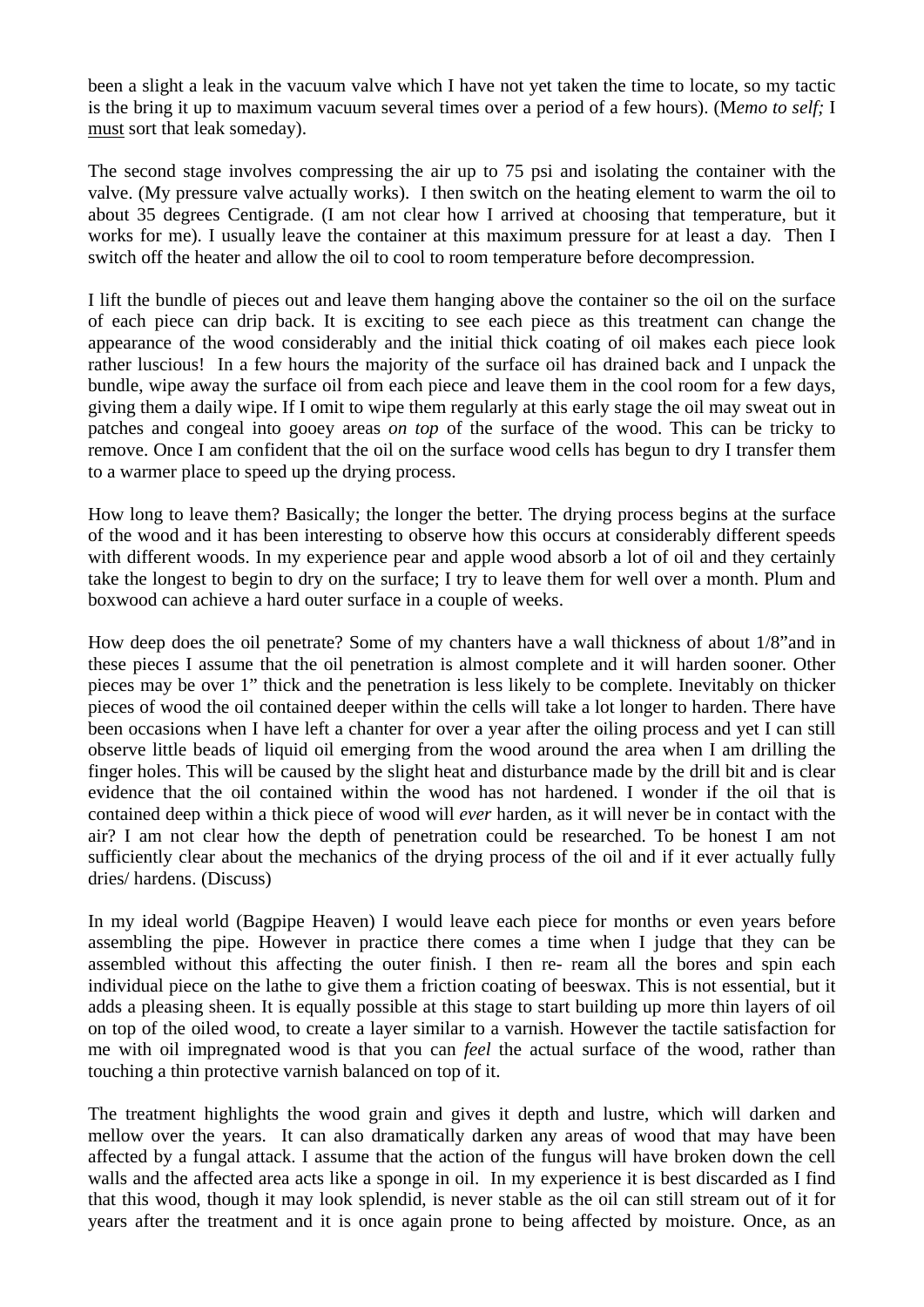been a slight a leak in the vacuum valve which I have not yet taken the time to locate, so my tactic is the bring it up to maximum vacuum several times over a period of a few hours). (M*emo to self;* I <u>must</u> sort that leak someday).

The second stage involves compressing the air up to 75 psi and isolating the container with the valve. (My pressure valve actually works). I then switch on the heating element to warm the oil to about 35 degrees Centigrade. (I am not clear how I arrived at choosing that temperature, but it works for me). I usually leave the container at this maximum pressure for at least a day. Then I switch off the heater and allow the oil to cool to room temperature before decompression.

I lift the bundle of pieces out and leave them hanging above the container so the oil on the surface of each piece can drip back. It is exciting to see each piece as this treatment can change the appearance of the wood considerably and the initial thick coating of oil makes each piece look rather luscious! In a few hours the majority of the surface oil has drained back and I unpack the bundle, wipe away the surface oil from each piece and leave them in the cool room for a few days, giving them a daily wipe. If I omit to wipe them regularly at this early stage the oil may sweat out in patches and congeal into gooey areas *on top* of the surface of the wood. This can be tricky to remove. Once I am confident that the oil on the surface wood cells has begun to dry I transfer them to a warmer place to speed up the drying process.

How long to leave them? Basically; the longer the better. The drying process begins at the surface of the wood and it has been interesting to observe how this occurs at considerably different speeds with different woods. In my experience pear and apple wood absorb a lot of oil and they certainly take the longest to begin to dry on the surface; I try to leave them for well over a month. Plum and boxwood can achieve a hard outer surface in a couple of weeks.

How deep does the oil penetrate? Some of my chanters have a wall thickness of about 1/8"and in these pieces I assume that the oil penetration is almost complete and it will harden sooner. Other pieces may be over 1" thick and the penetration is less likely to be complete. Inevitably on thicker pieces of wood the oil contained deeper within the cells will take a lot longer to harden. There have been occasions when I have left a chanter for over a year after the oiling process and yet I can still observe little beads of liquid oil emerging from the wood around the area when I am drilling the finger holes. This will be caused by the slight heat and disturbance made by the drill bit and is clear evidence that the oil contained within the wood has not hardened. I wonder if the oil that is contained deep within a thick piece of wood will *ever* harden, as it will never be in contact with the air? I am not clear how the depth of penetration could be researched. To be honest I am not sufficiently clear about the mechanics of the drying process of the oil and if it ever actually fully dries/ hardens. (Discuss)

In my ideal world (Bagpipe Heaven) I would leave each piece for months or even years before assembling the pipe. However in practice there comes a time when I judge that they can be assembled without this affecting the outer finish. I then re- ream all the bores and spin each individual piece on the lathe to give them a friction coating of beeswax. This is not essential, but it adds a pleasing sheen. It is equally possible at this stage to start building up more thin layers of oil on top of the oiled wood, to create a layer similar to a varnish. However the tactile satisfaction for me with oil impregnated wood is that you can *feel* the actual surface of the wood, rather than touching a thin protective varnish balanced on top of it.

The treatment highlights the wood grain and gives it depth and lustre, which will darken and mellow over the years. It can also dramatically darken any areas of wood that may have been affected by a fungal attack. I assume that the action of the fungus will have broken down the cell walls and the affected area acts like a sponge in oil. In my experience it is best discarded as I find that this wood, though it may look splendid, is never stable as the oil can still stream out of it for years after the treatment and it is once again prone to being affected by moisture. Once, as an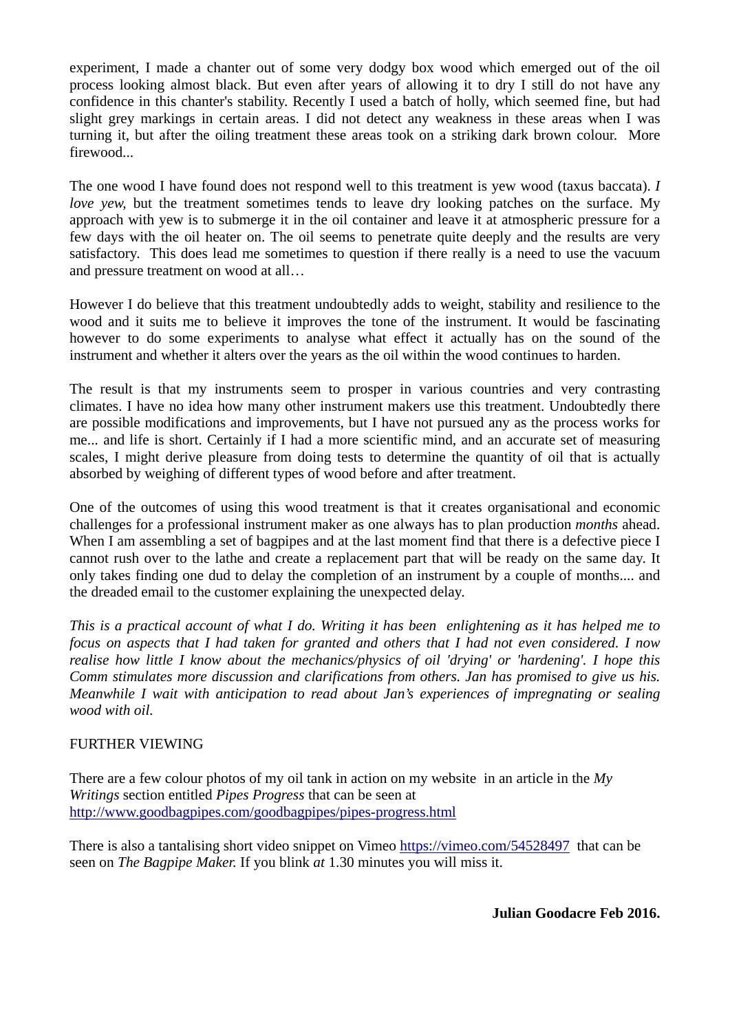experiment, I made a chanter out of some very dodgy box wood which emerged out of the oil process looking almost black. But even after years of allowing it to dry I still do not have any confidence in this chanter's stability. Recently I used a batch of holly, which seemed fine, but had slight grey markings in certain areas. I did not detect any weakness in these areas when I was turning it, but after the oiling treatment these areas took on a striking dark brown colour. More firewood...

The one wood I have found does not respond well to this treatment is yew wood (taxus baccata). *I love yew*, but the treatment sometimes tends to leave dry looking patches on the surface. My approach with yew is to submerge it in the oil container and leave it at atmospheric pressure for a few days with the oil heater on. The oil seems to penetrate quite deeply and the results are very satisfactory. This does lead me sometimes to question if there really is a need to use the vacuum and pressure treatment on wood at all…

However I do believe that this treatment undoubtedly adds to weight, stability and resilience to the wood and it suits me to believe it improves the tone of the instrument. It would be fascinating however to do some experiments to analyse what effect it actually has on the sound of the instrument and whether it alters over the years as the oil within the wood continues to harden.

The result is that my instruments seem to prosper in various countries and very contrasting climates. I have no idea how many other instrument makers use this treatment. Undoubtedly there are possible modifications and improvements, but I have not pursued any as the process works for me... and life is short. Certainly if I had a more scientific mind, and an accurate set of measuring scales, I might derive pleasure from doing tests to determine the quantity of oil that is actually absorbed by weighing of different types of wood before and after treatment.

One of the outcomes of using this wood treatment is that it creates organisational and economic challenges for a professional instrument maker as one always has to plan production *months* ahead. When I am assembling a set of bagpipes and at the last moment find that there is a defective piece I cannot rush over to the lathe and create a replacement part that will be ready on the same day. It only takes finding one dud to delay the completion of an instrument by a couple of months.... and the dreaded email to the customer explaining the unexpected delay.

*This is a practical account of what I do. Writing it has been enlightening as it has helped me to focus on aspects that I had taken for granted and others that I had not even considered. I now realise how little I know about the mechanics/physics of oil 'drying' or 'hardening'. I hope this Comm stimulates more discussion and clarifications from others. Jan has promised to give us his. Meanwhile I wait with anticipation to read about Jan's experiences of impregnating or sealing wood with oil.*

FURTHER VIEWING

There are a few colour photos of my oil tank in action on my website in an article in the *My Writings* section entitled *Pipes Progress* that can be seen at http://www.goodbagpipes.com/goodbagpipes/pipes-progress.html

There is also a tantalising short video snippet on Vimeo https://vimeo.com/54528497 that can be seen on *The Bagpipe Maker.* If you blink *at* 1.30 minutes you will miss it.

**Julian Goodacre Feb 2016.**